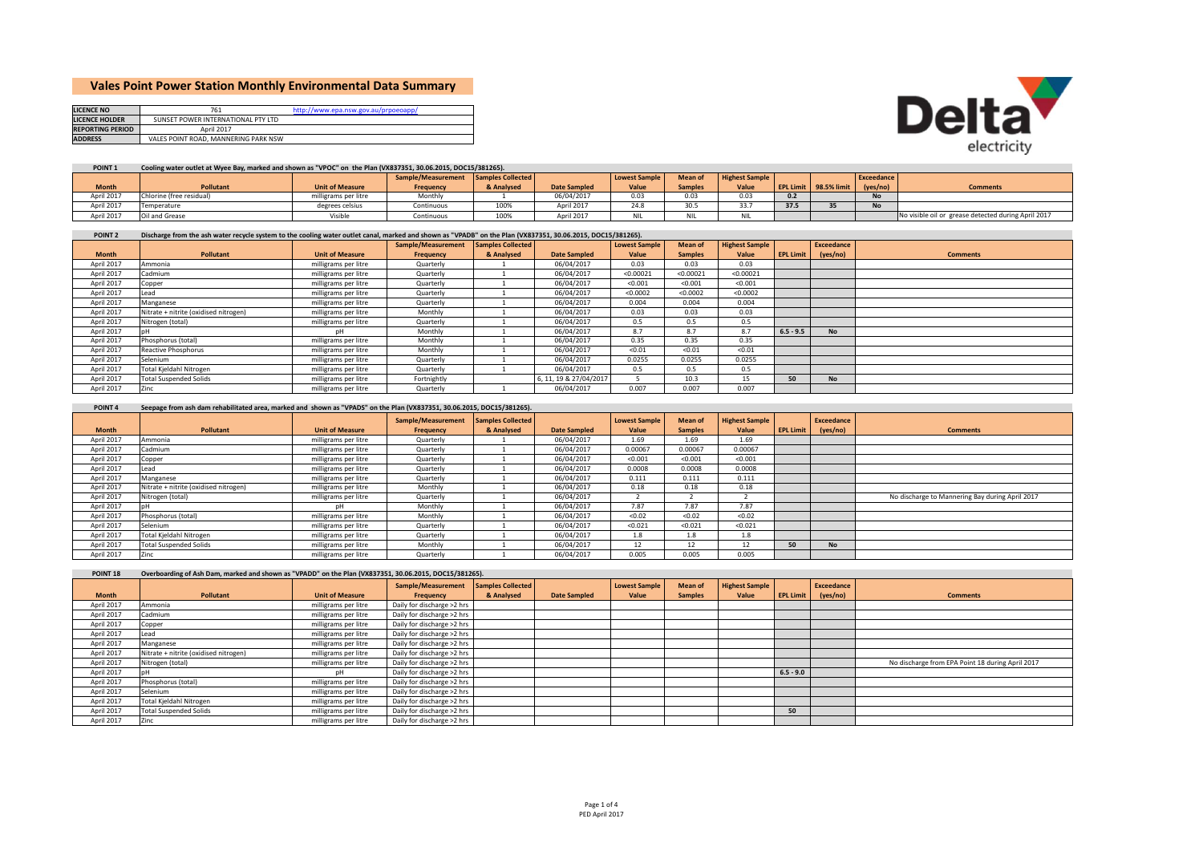# Vales Point Power Station Monthly Environmental Data Summary

| | | |
|---|---|---|
| **LICENCE NO** | 761 | http://www.epa.nsw.gov.au/prpoeoapp/ |
| **LICENCE HOLDER** | SUNSET POWER INTERNATIONAL PTY LTD | |
| **REPORTING PERIOD** | April 2017 | |
| **ADDRESS** | VALES POINT ROAD, MANNERING PARK NSW | |

Delta electricity

**POINT 1** Cooling water outlet at Wyee Bay, marked and shown as "VPOC" on the Plan (VX837351, 30.06.2015, DOC15/381265).

| Month | Pollutant | Unit of Measure | Sample/Measurement Frequency | Samples Collected & Analysed | Date Sampled | Lowest Sample Value | Mean of Samples | Highest Sample Value | EPL Limit | 98.5% limit | Exceedance (yes/no) | Comments |
|---|---|---|---|---|---|---|---|---|---|---|---|---|
| April 2017 | Chlorine (free residual) | milligrams per litre | Monthly | 1 | 06/04/2017 | 0.03 | 0.03 | 0.03 | 0.2 | | No | |
| April 2017 | Temperature | degrees celsius | Continuous | 100% | April 2017 | 24.8 | 30.5 | 33.7 | 37.5 | 35 | No | |
| April 2017 | Oil and Grease | Visible | Continuous | 100% | April 2017 | NIL | NIL | NIL | | | | No visible oil or grease detected during April 2017 |

**POINT 2** Discharge from the ash water recycle system to the cooling water outlet canal, marked and shown as "VPADB" on the Plan (VX837351, 30.06.2015, DOC15/381265).

| Month | Pollutant | Unit of Measure | Sample/Measurement Frequency | Samples Collected & Analysed | Date Sampled | Lowest Sample Value | Mean of Samples | Highest Sample Value | EPL Limit | Exceedance (yes/no) | Comments |
|---|---|---|---|---|---|---|---|---|---|---|---|
| April 2017 | Ammonia | milligrams per litre | Quarterly | 1 | 06/04/2017 | 0.03 | 0.03 | 0.03 | | | |
| April 2017 | Cadmium | milligrams per litre | Quarterly | 1 | 06/04/2017 | <0.00021 | <0.00021 | <0.00021 | | | |
| April 2017 | Copper | milligrams per litre | Quarterly | 1 | 06/04/2017 | <0.001 | <0.001 | <0.001 | | | |
| April 2017 | Lead | milligrams per litre | Quarterly | 1 | 06/04/2017 | <0.0002 | <0.0002 | <0.0002 | | | |
| April 2017 | Manganese | milligrams per litre | Quarterly | 1 | 06/04/2017 | 0.004 | 0.004 | 0.004 | | | |
| April 2017 | Nitrate + nitrite (oxidised nitrogen) | milligrams per litre | Monthly | 1 | 06/04/2017 | 0.03 | 0.03 | 0.03 | | | |
| April 2017 | Nitrogen (total) | milligrams per litre | Quarterly | 1 | 06/04/2017 | 0.5 | 0.5 | 0.5 | | | |
| April 2017 | pH | pH | Monthly | 1 | 06/04/2017 | 8.7 | 8.7 | 8.7 | 6.5 - 9.5 | No | |
| April 2017 | Phosphorus (total) | milligrams per litre | Monthly | 1 | 06/04/2017 | 0.35 | 0.35 | 0.35 | | | |
| April 2017 | Reactive Phosphorus | milligrams per litre | Monthly | 1 | 06/04/2017 | <0.01 | <0.01 | <0.01 | | | |
| April 2017 | Selenium | milligrams per litre | Quarterly | 1 | 06/04/2017 | 0.0255 | 0.0255 | 0.0255 | | | |
| April 2017 | Total Kjeldahl Nitrogen | milligrams per litre | Quarterly | 1 | 06/04/2017 | 0.5 | 0.5 | 0.5 | | | |
| April 2017 | Total Suspended Solids | milligrams per litre | Fortnightly | | 6, 11, 19 & 27/04/2017 | 5 | 10.3 | 15 | 50 | No | |
| April 2017 | Zinc | milligrams per litre | Quarterly | 1 | 06/04/2017 | 0.007 | 0.007 | 0.007 | | | |

**POINT 4** Seepage from ash dam rehabilitated area, marked and shown as "VPADS" on the Plan (VX837351, 30.06.2015, DOC15/381265).

| Month | Pollutant | Unit of Measure | Sample/Measurement Frequency | Samples Collected & Analysed | Date Sampled | Lowest Sample Value | Mean of Samples | Highest Sample Value | EPL Limit | Exceedance (yes/no) | Comments |
|---|---|---|---|---|---|---|---|---|---|---|---|
| April 2017 | Ammonia | milligrams per litre | Quarterly | 1 | 06/04/2017 | 1.69 | 1.69 | 1.69 | | | |
| April 2017 | Cadmium | milligrams per litre | Quarterly | 1 | 06/04/2017 | 0.00067 | 0.00067 | 0.00067 | | | |
| April 2017 | Copper | milligrams per litre | Quarterly | 1 | 06/04/2017 | <0.001 | <0.001 | <0.001 | | | |
| April 2017 | Lead | milligrams per litre | Quarterly | 1 | 06/04/2017 | 0.0008 | 0.0008 | 0.0008 | | | |
| April 2017 | Manganese | milligrams per litre | Quarterly | 1 | 06/04/2017 | 0.111 | 0.111 | 0.111 | | | |
| April 2017 | Nitrate + nitrite (oxidised nitrogen) | milligrams per litre | Monthly | 1 | 06/04/2017 | 0.18 | 0.18 | 0.18 | | | |
| April 2017 | Nitrogen (total) | milligrams per litre | Quarterly | 1 | 06/04/2017 | 2 | 2 | 2 | | | No discharge to Mannering Bay during April 2017 |
| April 2017 | pH | pH | Monthly | 1 | 06/04/2017 | 7.87 | 7.87 | 7.87 | | | |
| April 2017 | Phosphorus (total) | milligrams per litre | Monthly | 1 | 06/04/2017 | <0.02 | <0.02 | <0.02 | | | |
| April 2017 | Selenium | milligrams per litre | Quarterly | 1 | 06/04/2017 | <0.021 | <0.021 | <0.021 | | | |
| April 2017 | Total Kjeldahl Nitrogen | milligrams per litre | Quarterly | 1 | 06/04/2017 | 1.8 | 1.8 | 1.8 | | | |
| April 2017 | Total Suspended Solids | milligrams per litre | Monthly | 1 | 06/04/2017 | 12 | 12 | 12 | 50 | No | |
| April 2017 | Zinc | milligrams per litre | Quarterly | 1 | 06/04/2017 | 0.005 | 0.005 | 0.005 | | | |

**POINT 18** Overboarding of Ash Dam, marked and shown as "VPADD" on the Plan (VX837351, 30.06.2015, DOC15/381265).

| Month | Pollutant | Unit of Measure | Sample/Measurement Frequency | Samples Collected & Analysed | Date Sampled | Lowest Sample Value | Mean of Samples | Highest Sample Value | EPL Limit | Exceedance (yes/no) | Comments |
|---|---|---|---|---|---|---|---|---|---|---|---|
| April 2017 | Ammonia | milligrams per litre | Daily for discharge >2 hrs | | | | | | | | |
| April 2017 | Cadmium | milligrams per litre | Daily for discharge >2 hrs | | | | | | | | |
| April 2017 | Copper | milligrams per litre | Daily for discharge >2 hrs | | | | | | | | |
| April 2017 | Lead | milligrams per litre | Daily for discharge >2 hrs | | | | | | | | |
| April 2017 | Manganese | milligrams per litre | Daily for discharge >2 hrs | | | | | | | | |
| April 2017 | Nitrate + nitrite (oxidised nitrogen) | milligrams per litre | Daily for discharge >2 hrs | | | | | | | | |
| April 2017 | Nitrogen (total) | milligrams per litre | Daily for discharge >2 hrs | | | | | | | | No discharge from EPA Point 18 during April 2017 |
| April 2017 | pH | pH | Daily for discharge >2 hrs | | | | | | 6.5 - 9.0 | | |
| April 2017 | Phosphorus (total) | milligrams per litre | Daily for discharge >2 hrs | | | | | | | | |
| April 2017 | Selenium | milligrams per litre | Daily for discharge >2 hrs | | | | | | | | |
| April 2017 | Total Kjeldahl Nitrogen | milligrams per litre | Daily for discharge >2 hrs | | | | | | | | |
| April 2017 | Total Suspended Solids | milligrams per litre | Daily for discharge >2 hrs | | | | | | 50 | | |
| April 2017 | Zinc | milligrams per litre | Daily for discharge >2 hrs | | | | | | | | |

PED April 2017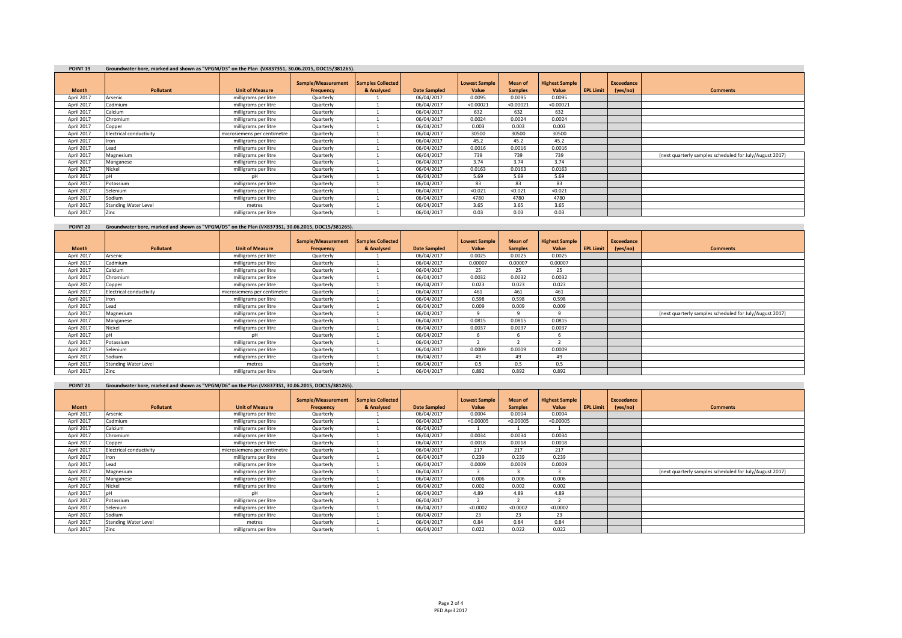**POINT 19** Groundwater bore, marked and shown as "VPGM/D3" on the Plan (VX837351, 30.06.2015, DOC15/381265).

| Month | Pollutant | Unit of Measure | Sample/Measurement Frequency | Samples Collected & Analysed | Date Sampled | Lowest Sample Value | Mean of Samples | Highest Sample Value | EPL Limit | Exceedance (yes/no) | Comments |
|---|---|---|---|---|---|---|---|---|---|---|---|
| April 2017 | Arsenic | milligrams per litre | Quarterly | 1 | 06/04/2017 | 0.0095 | 0.0095 | 0.0095 | | | |
| April 2017 | Cadmium | milligrams per litre | Quarterly | 1 | 06/04/2017 | <0.00021 | <0.00021 | <0.00021 | | | |
| April 2017 | Calcium | milligrams per litre | Quarterly | 1 | 06/04/2017 | 632 | 632 | 632 | | | |
| April 2017 | Chromium | milligrams per litre | Quarterly | 1 | 06/04/2017 | 0.0024 | 0.0024 | 0.0024 | | | |
| April 2017 | Copper | milligrams per litre | Quarterly | 1 | 06/04/2017 | 0.003 | 0.003 | 0.003 | | | |
| April 2017 | Electrical conductivity | microsiemens per centimetre | Quarterly | 1 | 06/04/2017 | 30500 | 30500 | 30500 | | | |
| April 2017 | Iron | milligrams per litre | Quarterly | 1 | 06/04/2017 | 45.2 | 45.2 | 45.2 | | | |
| April 2017 | Lead | milligrams per litre | Quarterly | 1 | 06/04/2017 | 0.0016 | 0.0016 | 0.0016 | | | |
| April 2017 | Magnesium | milligrams per litre | Quarterly | 1 | 06/04/2017 | 739 | 739 | 739 | | | (next quarterly samples scheduled for July/August 2017) |
| April 2017 | Manganese | milligrams per litre | Quarterly | 1 | 06/04/2017 | 3.74 | 3.74 | 3.74 | | | |
| April 2017 | Nickel | milligrams per litre | Quarterly | 1 | 06/04/2017 | 0.0163 | 0.0163 | 0.0163 | | | |
| April 2017 | pH | pH | Quarterly | 1 | 06/04/2017 | 5.69 | 5.69 | 5.69 | | | |
| April 2017 | Potassium | milligrams per litre | Quarterly | 1 | 06/04/2017 | 83 | 83 | 83 | | | |
| April 2017 | Selenium | milligrams per litre | Quarterly | 1 | 06/04/2017 | <0.021 | <0.021 | <0.021 | | | |
| April 2017 | Sodium | milligrams per litre | Quarterly | 1 | 06/04/2017 | 4780 | 4780 | 4780 | | | |
| April 2017 | Standing Water Level | metres | Quarterly | 1 | 06/04/2017 | 3.65 | 3.65 | 3.65 | | | |
| April 2017 | Zinc | milligrams per litre | Quarterly | 1 | 06/04/2017 | 0.03 | 0.03 | 0.03 | | | |

**POINT 20** Groundwater bore, marked and shown as "VPGM/D5" on the Plan (VX837351, 30.06.2015, DOC15/381265).

| Month | Pollutant | Unit of Measure | Sample/Measurement Frequency | Samples Collected & Analysed | Date Sampled | Lowest Sample Value | Mean of Samples | Highest Sample Value | EPL Limit | Exceedance (yes/no) | Comments |
|---|---|---|---|---|---|---|---|---|---|---|---|
| April 2017 | Arsenic | milligrams per litre | Quarterly | 1 | 06/04/2017 | 0.0025 | 0.0025 | 0.0025 | | | |
| April 2017 | Cadmium | milligrams per litre | Quarterly | 1 | 06/04/2017 | 0.00007 | 0.00007 | 0.00007 | | | |
| April 2017 | Calcium | milligrams per litre | Quarterly | 1 | 06/04/2017 | 25 | 25 | 25 | | | |
| April 2017 | Chromium | milligrams per litre | Quarterly | 1 | 06/04/2017 | 0.0032 | 0.0032 | 0.0032 | | | |
| April 2017 | Copper | milligrams per litre | Quarterly | 1 | 06/04/2017 | 0.023 | 0.023 | 0.023 | | | |
| April 2017 | Electrical conductivity | microsiemens per centimetre | Quarterly | 1 | 06/04/2017 | 461 | 461 | 461 | | | |
| April 2017 | Iron | milligrams per litre | Quarterly | 1 | 06/04/2017 | 0.598 | 0.598 | 0.598 | | | |
| April 2017 | Lead | milligrams per litre | Quarterly | 1 | 06/04/2017 | 0.009 | 0.009 | 0.009 | | | |
| April 2017 | Magnesium | milligrams per litre | Quarterly | 1 | 06/04/2017 | 9 | 9 | 9 | | | (next quarterly samples scheduled for July/August 2017) |
| April 2017 | Manganese | milligrams per litre | Quarterly | 1 | 06/04/2017 | 0.0815 | 0.0815 | 0.0815 | | | |
| April 2017 | Nickel | milligrams per litre | Quarterly | 1 | 06/04/2017 | 0.0037 | 0.0037 | 0.0037 | | | |
| April 2017 | pH | pH | Quarterly | 1 | 06/04/2017 | 6 | 6 | 6 | | | |
| April 2017 | Potassium | milligrams per litre | Quarterly | 1 | 06/04/2017 | 2 | 2 | 2 | | | |
| April 2017 | Selenium | milligrams per litre | Quarterly | 1 | 06/04/2017 | 0.0009 | 0.0009 | 0.0009 | | | |
| April 2017 | Sodium | milligrams per litre | Quarterly | 1 | 06/04/2017 | 49 | 49 | 49 | | | |
| April 2017 | Standing Water Level | metres | Quarterly | 1 | 06/04/2017 | 0.5 | 0.5 | 0.5 | | | |
| April 2017 | Zinc | milligrams per litre | Quarterly | 1 | 06/04/2017 | 0.892 | 0.892 | 0.892 | | | |

**POINT 21** Groundwater bore, marked and shown as "VPGM/D6" on the Plan (VX837351, 30.06.2015, DOC15/381265).

| Month | Pollutant | Unit of Measure | Sample/Measurement Frequency | Samples Collected & Analysed | Date Sampled | Lowest Sample Value | Mean of Samples | Highest Sample Value | EPL Limit | Exceedance (yes/no) | Comments |
|---|---|---|---|---|---|---|---|---|---|---|---|
| April 2017 | Arsenic | milligrams per litre | Quarterly | 1 | 06/04/2017 | 0.0004 | 0.0004 | 0.0004 | | | |
| April 2017 | Cadmium | milligrams per litre | Quarterly | 1 | 06/04/2017 | <0.00005 | <0.00005 | <0.00005 | | | |
| April 2017 | Calcium | milligrams per litre | Quarterly | 1 | 06/04/2017 | 1 | 1 | 1 | | | |
| April 2017 | Chromium | milligrams per litre | Quarterly | 1 | 06/04/2017 | 0.0034 | 0.0034 | 0.0034 | | | |
| April 2017 | Copper | milligrams per litre | Quarterly | 1 | 06/04/2017 | 0.0018 | 0.0018 | 0.0018 | | | |
| April 2017 | Electrical conductivity | microsiemens per centimetre | Quarterly | 1 | 06/04/2017 | 217 | 217 | 217 | | | |
| April 2017 | Iron | milligrams per litre | Quarterly | 1 | 06/04/2017 | 0.239 | 0.239 | 0.239 | | | |
| April 2017 | Lead | milligrams per litre | Quarterly | 1 | 06/04/2017 | 0.0009 | 0.0009 | 0.0009 | | | |
| April 2017 | Magnesium | milligrams per litre | Quarterly | 1 | 06/04/2017 | 3 | 3 | 3 | | | (next quarterly samples scheduled for July/August 2017) |
| April 2017 | Manganese | milligrams per litre | Quarterly | 1 | 06/04/2017 | 0.006 | 0.006 | 0.006 | | | |
| April 2017 | Nickel | milligrams per litre | Quarterly | 1 | 06/04/2017 | 0.002 | 0.002 | 0.002 | | | |
| April 2017 | pH | pH | Quarterly | 1 | 06/04/2017 | 4.89 | 4.89 | 4.89 | | | |
| April 2017 | Potassium | milligrams per litre | Quarterly | 1 | 06/04/2017 | 2 | 2 | 2 | | | |
| April 2017 | Selenium | milligrams per litre | Quarterly | 1 | 06/04/2017 | <0.0002 | <0.0002 | <0.0002 | | | |
| April 2017 | Sodium | milligrams per litre | Quarterly | 1 | 06/04/2017 | 23 | 23 | 23 | | | |
| April 2017 | Standing Water Level | metres | Quarterly | 1 | 06/04/2017 | 0.84 | 0.84 | 0.84 | | | |
| April 2017 | Zinc | milligrams per litre | Quarterly | 1 | 06/04/2017 | 0.022 | 0.022 | 0.022 | | | |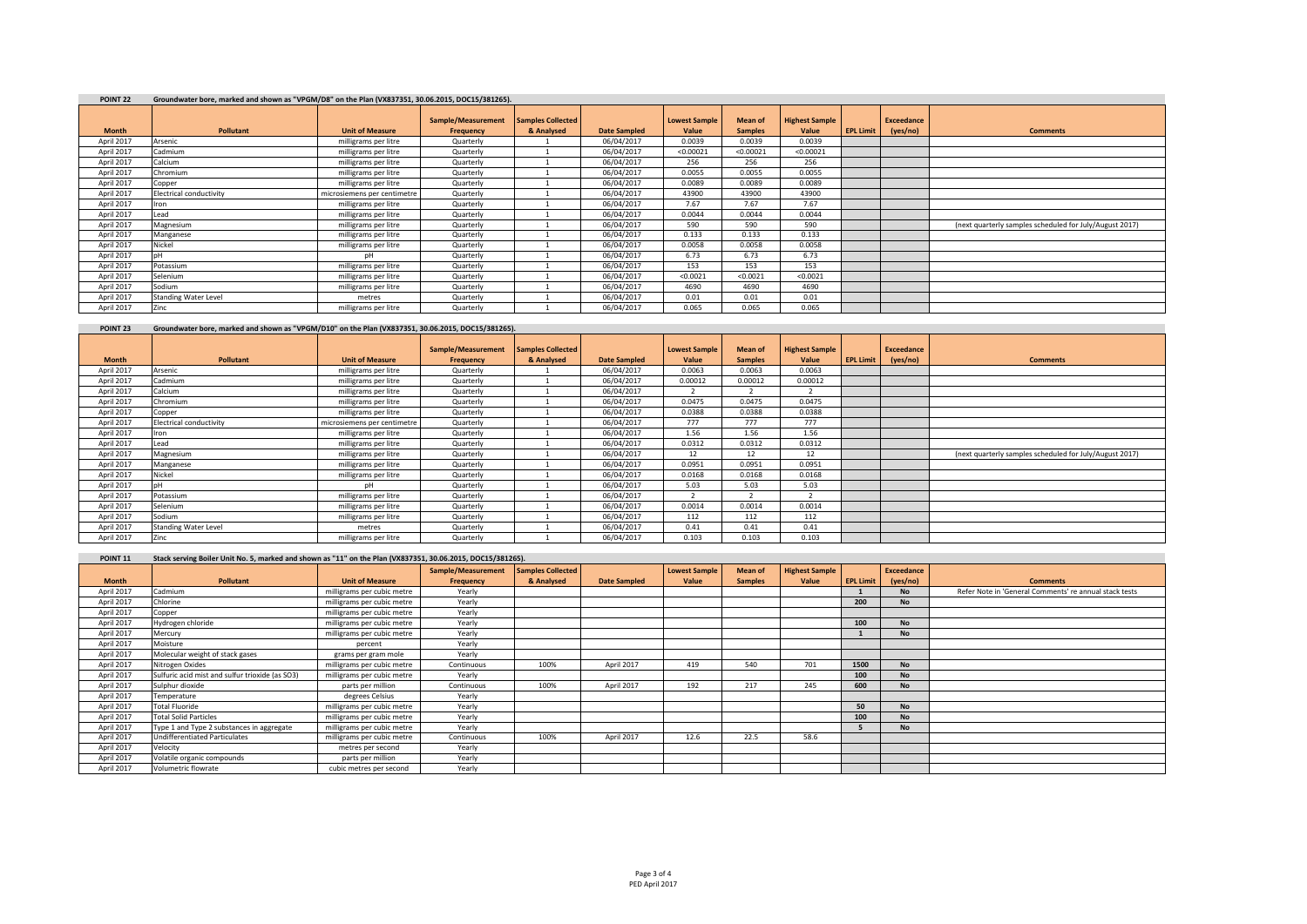**POINT 22** Groundwater bore, marked and shown as "VPGM/D8" on the Plan (VX837351, 30.06.2015, DOC15/381265).

| Month | Pollutant | Unit of Measure | Sample/Measurement Frequency | Samples Collected & Analysed | Date Sampled | Lowest Sample Value | Mean of Samples | Highest Sample Value | EPL Limit | Exceedance (yes/no) | Comments |
|---|---|---|---|---|---|---|---|---|---|---|---|
| April 2017 | Arsenic | milligrams per litre | Quarterly | 1 | 06/04/2017 | 0.0039 | 0.0039 | 0.0039 | | | |
| April 2017 | Cadmium | milligrams per litre | Quarterly | 1 | 06/04/2017 | <0.00021 | <0.00021 | <0.00021 | | | |
| April 2017 | Calcium | milligrams per litre | Quarterly | 1 | 06/04/2017 | 256 | 256 | 256 | | | |
| April 2017 | Chromium | milligrams per litre | Quarterly | 1 | 06/04/2017 | 0.0055 | 0.0055 | 0.0055 | | | |
| April 2017 | Copper | milligrams per litre | Quarterly | 1 | 06/04/2017 | 0.0089 | 0.0089 | 0.0089 | | | |
| April 2017 | Electrical conductivity | microsiemens per centimetre | Quarterly | 1 | 06/04/2017 | 43900 | 43900 | 43900 | | | |
| April 2017 | Iron | milligrams per litre | Quarterly | 1 | 06/04/2017 | 7.67 | 7.67 | 7.67 | | | |
| April 2017 | Lead | milligrams per litre | Quarterly | 1 | 06/04/2017 | 0.0044 | 0.0044 | 0.0044 | | | |
| April 2017 | Magnesium | milligrams per litre | Quarterly | 1 | 06/04/2017 | 590 | 590 | 590 | | | (next quarterly samples scheduled for July/August 2017) |
| April 2017 | Manganese | milligrams per litre | Quarterly | 1 | 06/04/2017 | 0.133 | 0.133 | 0.133 | | | |
| April 2017 | Nickel | milligrams per litre | Quarterly | 1 | 06/04/2017 | 0.0058 | 0.0058 | 0.0058 | | | |
| April 2017 | pH | pH | Quarterly | 1 | 06/04/2017 | 6.73 | 6.73 | 6.73 | | | |
| April 2017 | Potassium | milligrams per litre | Quarterly | 1 | 06/04/2017 | 153 | 153 | 153 | | | |
| April 2017 | Selenium | milligrams per litre | Quarterly | 1 | 06/04/2017 | <0.0021 | <0.0021 | <0.0021 | | | |
| April 2017 | Sodium | milligrams per litre | Quarterly | 1 | 06/04/2017 | 4690 | 4690 | 4690 | | | |
| April 2017 | Standing Water Level | metres | Quarterly | 1 | 06/04/2017 | 0.01 | 0.01 | 0.01 | | | |
| April 2017 | Zinc | milligrams per litre | Quarterly | 1 | 06/04/2017 | 0.065 | 0.065 | 0.065 | | | |

**POINT 23** Groundwater bore, marked and shown as "VPGM/D10" on the Plan (VX837351, 30.06.2015, DOC15/381265).

| Month | Pollutant | Unit of Measure | Sample/Measurement Frequency | Samples Collected & Analysed | Date Sampled | Lowest Sample Value | Mean of Samples | Highest Sample Value | EPL Limit | Exceedance (yes/no) | Comments |
|---|---|---|---|---|---|---|---|---|---|---|---|
| April 2017 | Arsenic | milligrams per litre | Quarterly | 1 | 06/04/2017 | 0.0063 | 0.0063 | 0.0063 | | | |
| April 2017 | Cadmium | milligrams per litre | Quarterly | 1 | 06/04/2017 | 0.00012 | 0.00012 | 0.00012 | | | |
| April 2017 | Calcium | milligrams per litre | Quarterly | 1 | 06/04/2017 | 2 | 2 | 2 | | | |
| April 2017 | Chromium | milligrams per litre | Quarterly | 1 | 06/04/2017 | 0.0475 | 0.0475 | 0.0475 | | | |
| April 2017 | Copper | milligrams per litre | Quarterly | 1 | 06/04/2017 | 0.0388 | 0.0388 | 0.0388 | | | |
| April 2017 | Electrical conductivity | microsiemens per centimetre | Quarterly | 1 | 06/04/2017 | 777 | 777 | 777 | | | |
| April 2017 | Iron | milligrams per litre | Quarterly | 1 | 06/04/2017 | 1.56 | 1.56 | 1.56 | | | |
| April 2017 | Lead | milligrams per litre | Quarterly | 1 | 06/04/2017 | 0.0312 | 0.0312 | 0.0312 | | | |
| April 2017 | Magnesium | milligrams per litre | Quarterly | 1 | 06/04/2017 | 12 | 12 | 12 | | | (next quarterly samples scheduled for July/August 2017) |
| April 2017 | Manganese | milligrams per litre | Quarterly | 1 | 06/04/2017 | 0.0951 | 0.0951 | 0.0951 | | | |
| April 2017 | Nickel | milligrams per litre | Quarterly | 1 | 06/04/2017 | 0.0168 | 0.0168 | 0.0168 | | | |
| April 2017 | pH | pH | Quarterly | 1 | 06/04/2017 | 5.03 | 5.03 | 5.03 | | | |
| April 2017 | Potassium | milligrams per litre | Quarterly | 1 | 06/04/2017 | 2 | 2 | 2 | | | |
| April 2017 | Selenium | milligrams per litre | Quarterly | 1 | 06/04/2017 | 0.0014 | 0.0014 | 0.0014 | | | |
| April 2017 | Sodium | milligrams per litre | Quarterly | 1 | 06/04/2017 | 112 | 112 | 112 | | | |
| April 2017 | Standing Water Level | metres | Quarterly | 1 | 06/04/2017 | 0.41 | 0.41 | 0.41 | | | |
| April 2017 | Zinc | milligrams per litre | Quarterly | 1 | 06/04/2017 | 0.103 | 0.103 | 0.103 | | | |

**POINT 11** Stack serving Boiler Unit No. 5, marked and shown as "11" on the Plan (VX837351, 30.06.2015, DOC15/381265).

| Month | Pollutant | Unit of Measure | Sample/Measurement Frequency | Samples Collected & Analysed | Date Sampled | Lowest Sample Value | Mean of Samples | Highest Sample Value | EPL Limit | Exceedance (yes/no) | Comments |
|---|---|---|---|---|---|---|---|---|---|---|---|
| April 2017 | Cadmium | milligrams per cubic metre | Yearly | | | | | | 1 | No | Refer Note in 'General Comments' re annual stack tests |
| April 2017 | Chlorine | milligrams per cubic metre | Yearly | | | | | | 200 | No | |
| April 2017 | Copper | milligrams per cubic metre | Yearly | | | | | | | | |
| April 2017 | Hydrogen chloride | milligrams per cubic metre | Yearly | | | | | | 100 | No | |
| April 2017 | Mercury | milligrams per cubic metre | Yearly | | | | | | 1 | No | |
| April 2017 | Moisture | percent | Yearly | | | | | | | | |
| April 2017 | Molecular weight of stack gases | grams per gram mole | Yearly | | | | | | | | |
| April 2017 | Nitrogen Oxides | milligrams per cubic metre | Continuous | 100% | April 2017 | 419 | 540 | 701 | 1500 | No | |
| April 2017 | Sulfuric acid mist and sulfur trioxide (as SO3) | milligrams per cubic metre | Yearly | | | | | | 100 | No | |
| April 2017 | Sulphur dioxide | parts per million | Continuous | 100% | April 2017 | 192 | 217 | 245 | 600 | No | |
| April 2017 | Temperature | degrees Celsius | Yearly | | | | | | | | |
| April 2017 | Total Fluoride | milligrams per cubic metre | Yearly | | | | | | 50 | No | |
| April 2017 | Total Solid Particles | milligrams per cubic metre | Yearly | | | | | | 100 | No | |
| April 2017 | Type 1 and Type 2 substances in aggregate | milligrams per cubic metre | Yearly | | | | | | 5 | No | |
| April 2017 | Undifferentiated Particulates | milligrams per cubic metre | Continuous | 100% | April 2017 | 12.6 | 22.5 | 58.6 | | | |
| April 2017 | Velocity | metres per second | Yearly | | | | | | | | |
| April 2017 | Volatile organic compounds | parts per million | Yearly | | | | | | | | |
| April 2017 | Volumetric flowrate | cubic metres per second | Yearly | | | | | | | | |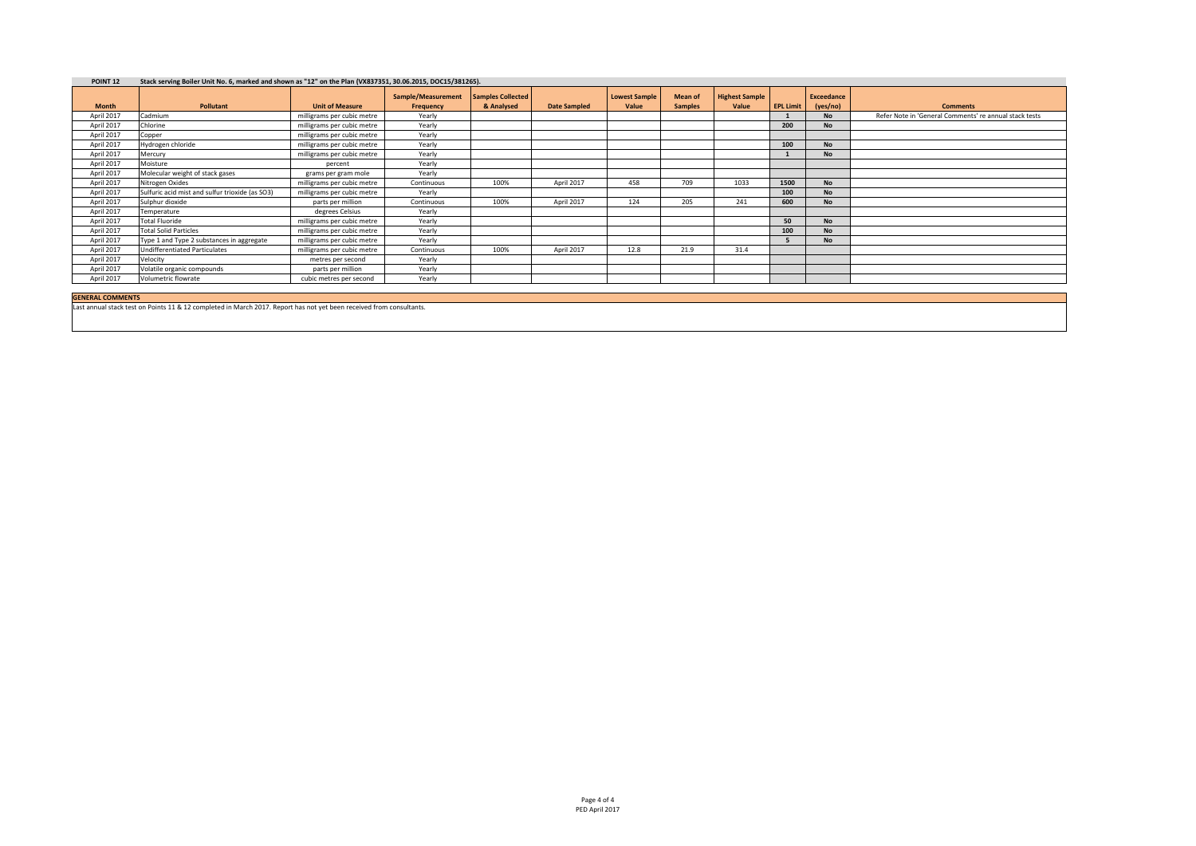**POINT 12** Stack serving Boiler Unit No. 6, marked and shown as "12" on the Plan (VX837351, 30.06.2015, DOC15/381265).

| Month | Pollutant | Unit of Measure | Sample/Measurement Frequency | Samples Collected & Analysed | Date Sampled | Lowest Sample Value | Mean of Samples | Highest Sample Value | EPL Limit | Exceedance (yes/no) | Comments |
|---|---|---|---|---|---|---|---|---|---|---|---|
| April 2017 | Cadmium | milligrams per cubic metre | Yearly | | | | | | **1** | **No** | Refer Note in 'General Comments' re annual stack tests |
| April 2017 | Chlorine | milligrams per cubic metre | Yearly | | | | | | **200** | **No** | |
| April 2017 | Copper | milligrams per cubic metre | Yearly | | | | | | | | |
| April 2017 | Hydrogen chloride | milligrams per cubic metre | Yearly | | | | | | **100** | **No** | |
| April 2017 | Mercury | milligrams per cubic metre | Yearly | | | | | | **1** | **No** | |
| April 2017 | Moisture | percent | Yearly | | | | | | | | |
| April 2017 | Molecular weight of stack gases | grams per gram mole | Yearly | | | | | | | | |
| April 2017 | Nitrogen Oxides | milligrams per cubic metre | Continuous | 100% | April 2017 | 458 | 709 | 1033 | **1500** | **No** | |
| April 2017 | Sulfuric acid mist and sulfur trioxide (as SO3) | milligrams per cubic metre | Yearly | | | | | | **100** | **No** | |
| April 2017 | Sulphur dioxide | parts per million | Continuous | 100% | April 2017 | 124 | 205 | 241 | **600** | **No** | |
| April 2017 | Temperature | degrees Celsius | Yearly | | | | | | | | |
| April 2017 | Total Fluoride | milligrams per cubic metre | Yearly | | | | | | **50** | **No** | |
| April 2017 | Total Solid Particles | milligrams per cubic metre | Yearly | | | | | | **100** | **No** | |
| April 2017 | Type 1 and Type 2 substances in aggregate | milligrams per cubic metre | Yearly | | | | | | **5** | **No** | |
| April 2017 | Undifferentiated Particulates | milligrams per cubic metre | Continuous | 100% | April 2017 | 12.8 | 21.9 | 31.4 | | | |
| April 2017 | Velocity | metres per second | Yearly | | | | | | | | |
| April 2017 | Volatile organic compounds | parts per million | Yearly | | | | | | | | |
| April 2017 | Volumetric flowrate | cubic metres per second | Yearly | | | | | | | | |

**GENERAL COMMENTS**

Last annual stack test on Points 11 & 12 completed in March 2017. Report has not yet been received from consultants.

PED April 2017